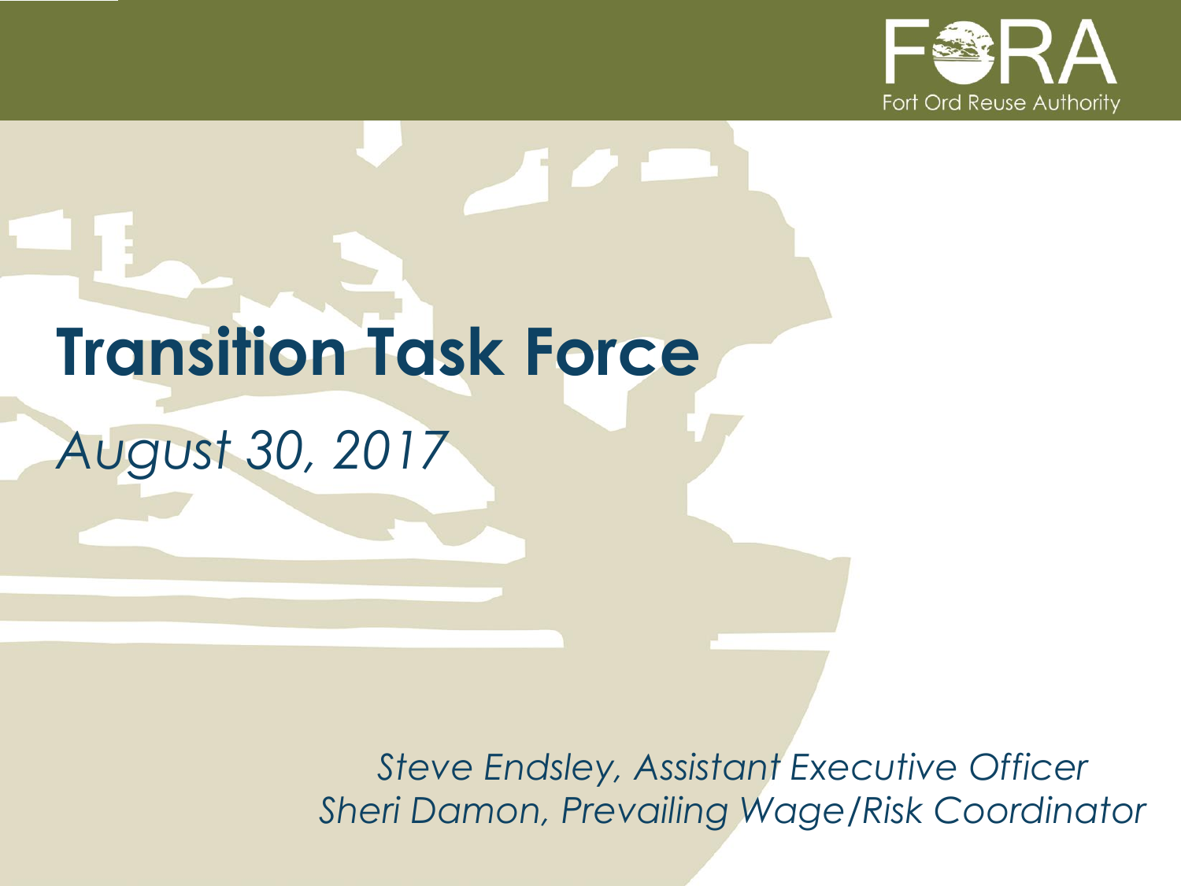FORA

Fort Ord Reuse Authority

# Transition Task Force

*August 30, 2017*

*Steve Endsley, Assistant Executive Officer*
*Sheri Damon, Prevailing Wage/Risk Coordinator*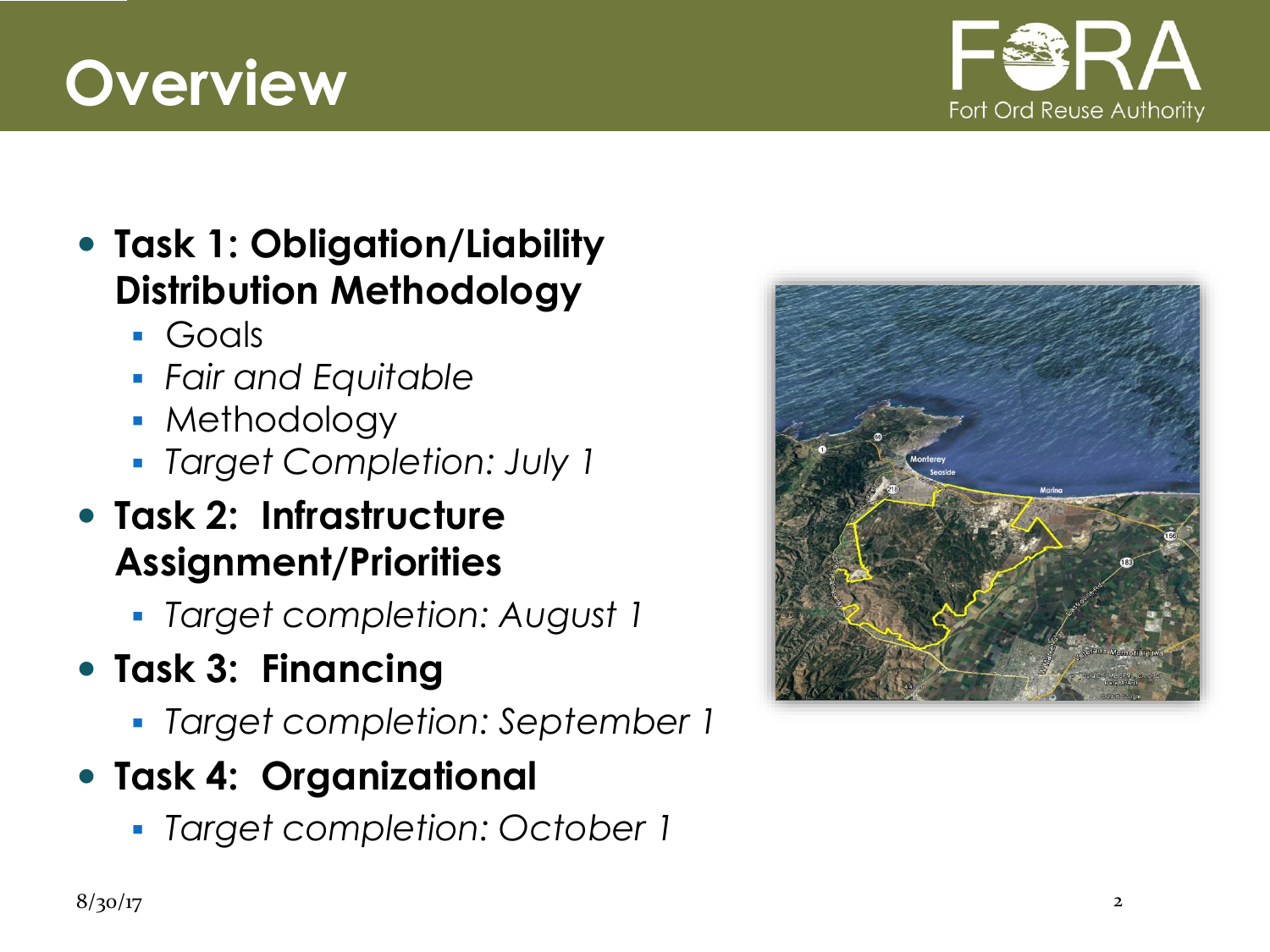# Overview

- **Task 1: Obligation/Liability Distribution Methodology**
  - Goals
  - *Fair and Equitable*
  - Methodology
  - *Target Completion: July 1*
- **Task 2: Infrastructure Assignment/Priorities**
  - *Target completion: August 1*
- **Task 3: Financing**
  - *Target completion: September 1*
- **Task 4: Organizational**
  - *Target completion: October 1*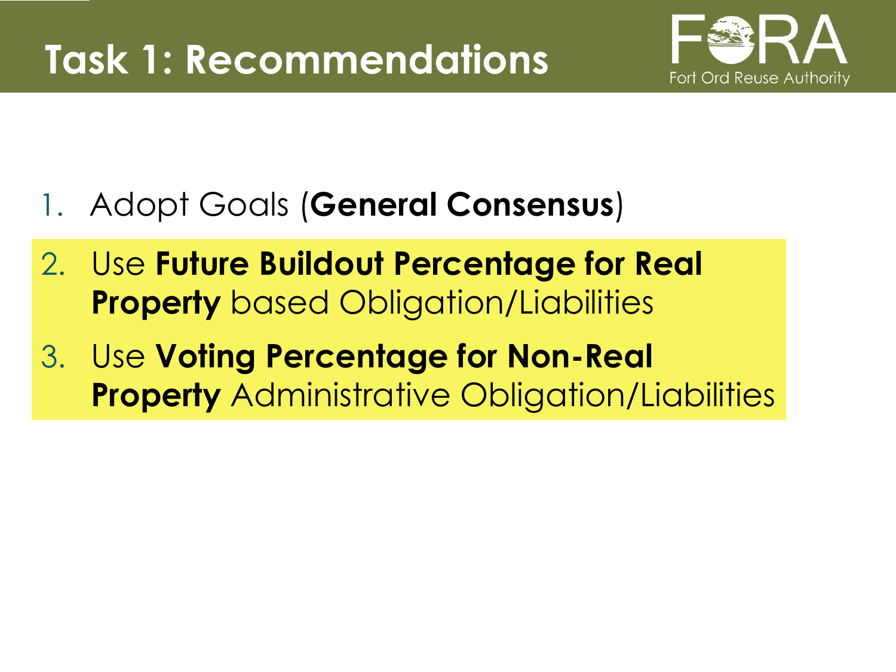# Task 1: Recommendations

1. Adopt Goals (**General Consensus**)
2. Use **Future Buildout Percentage for Real Property** based Obligation/Liabilities
3. Use **Voting Percentage for Non-Real Property** Administrative Obligation/Liabilities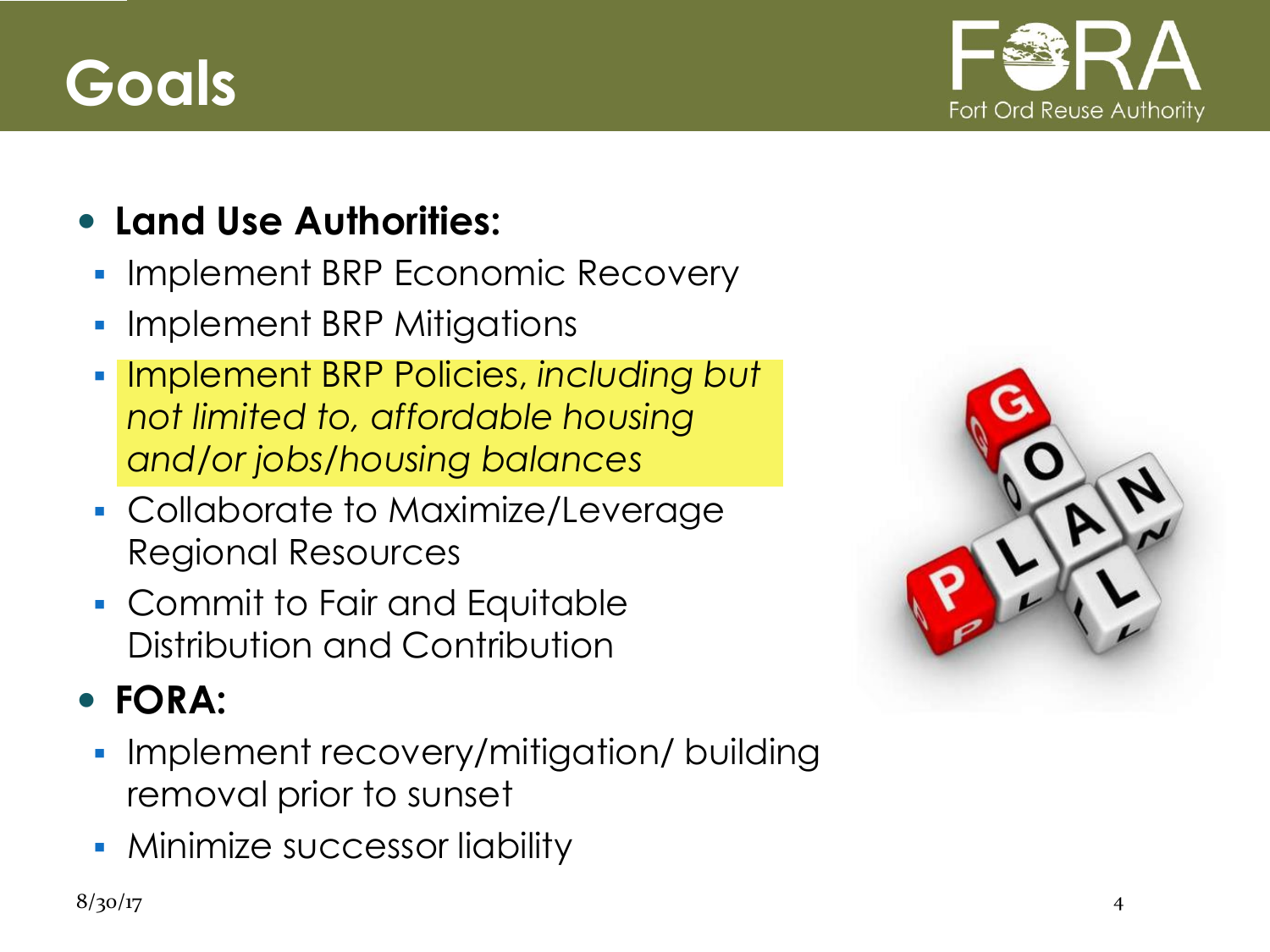# Goals

- **Land Use Authorities:**
  - Implement BRP Economic Recovery
  - Implement BRP Mitigations
  - Implement BRP Policies, *including but not limited to, affordable housing and/or jobs/housing balances*
  - Collaborate to Maximize/Leverage Regional Resources
  - Commit to Fair and Equitable Distribution and Contribution
- **FORA:**
  - Implement recovery/mitigation/ building removal prior to sunset
  - Minimize successor liability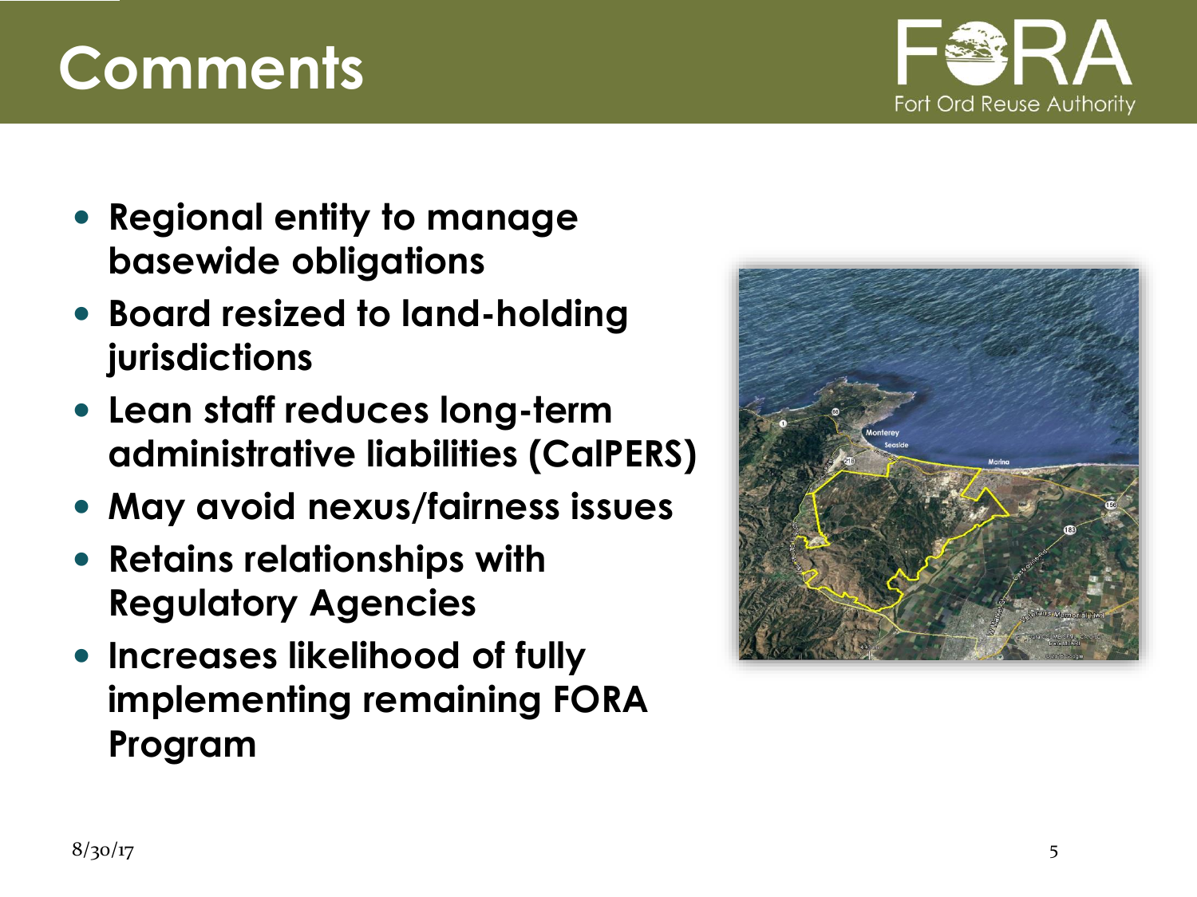# Comments

- Regional entity to manage basewide obligations
- Board resized to land-holding jurisdictions
- Lean staff reduces long-term administrative liabilities (CalPERS)
- May avoid nexus/fairness issues
- Retains relationships with Regulatory Agencies
- Increases likelihood of fully implementing remaining FORA Program

8/30/17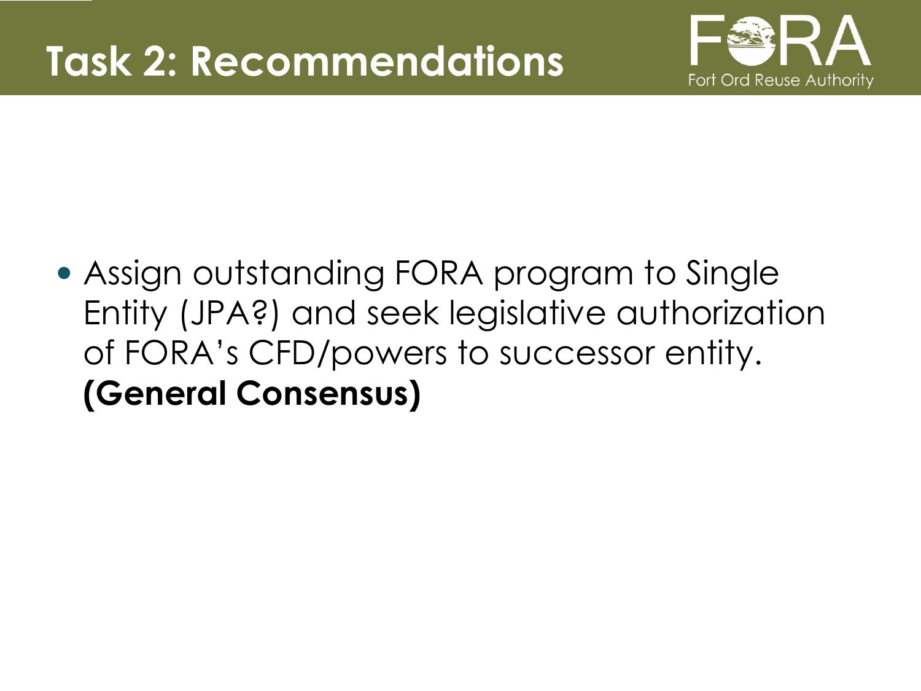# Task 2: Recommendations

- Assign outstanding FORA program to Single Entity (JPA?) and seek legislative authorization of FORA's CFD/powers to successor entity. **(General Consensus)**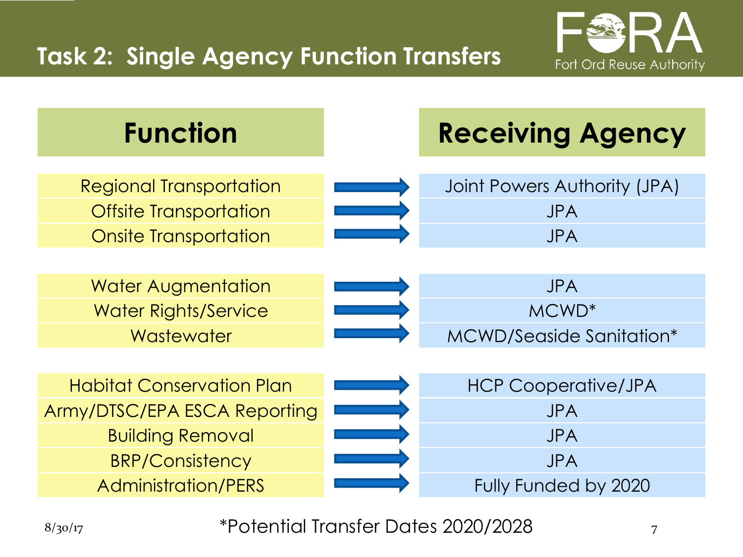## Task 2: Single Agency Function Transfers

| Function | Receiving Agency |
| --- | --- |
| Regional Transportation | Joint Powers Authority (JPA) |
| Offsite Transportation | JPA |
| Onsite Transportation | JPA |
| Water Augmentation | JPA |
| Water Rights/Service | MCWD* |
| Wastewater | MCWD/Seaside Sanitation* |
| Habitat Conservation Plan | HCP Cooperative/JPA |
| Army/DTSC/EPA ESCA Reporting | JPA |
| Building Removal | JPA |
| BRP/Consistency | JPA |
| Administration/PERS | Fully Funded by 2020 |

*Potential Transfer Dates 2020/2028

8/30/17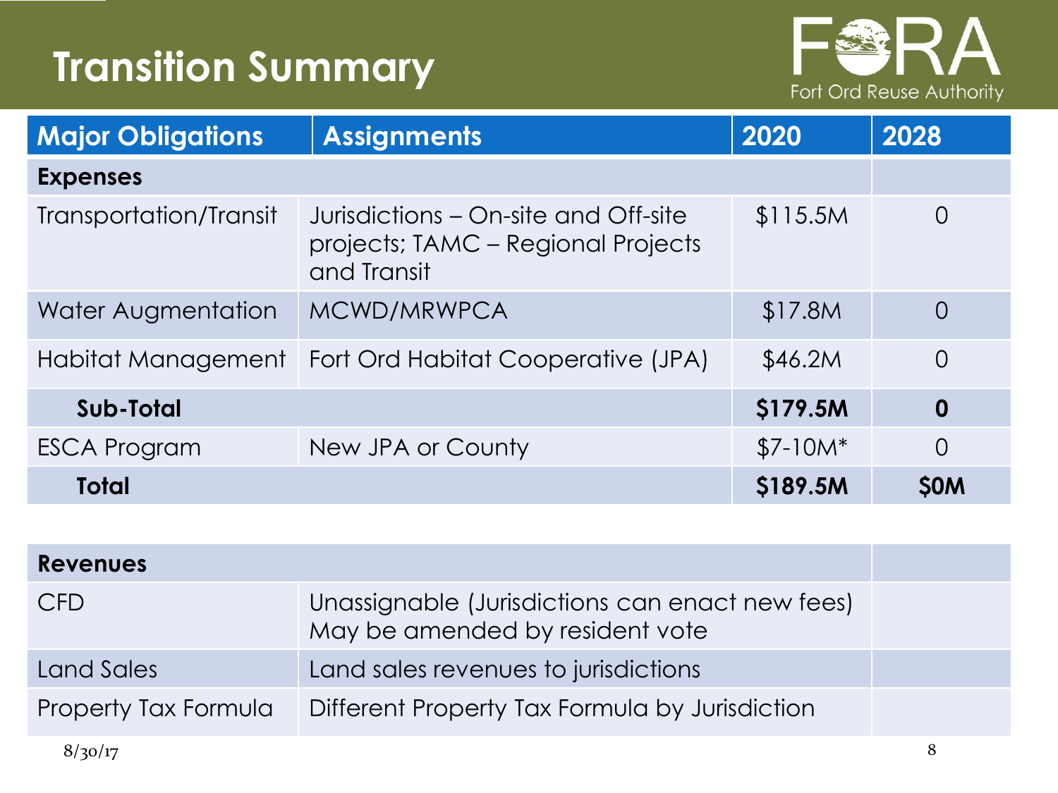# Transition Summary

Fort Ord Reuse Authority

| Major Obligations | Assignments | 2020 | 2028 |
| --- | --- | --- | --- |
| **Expenses** | | | |
| Transportation/Transit | Jurisdictions – On-site and Off-site projects; TAMC – Regional Projects and Transit | $115.5M | 0 |
| Water Augmentation | MCWD/MRWPCA | $17.8M | 0 |
| Habitat Management | Fort Ord Habitat Cooperative (JPA) | $46.2M | 0 |
| **Sub-Total** | | **$179.5M** | **0** |
| ESCA Program | New JPA or County | $7-10M* | 0 |
| **Total** | | **$189.5M** | **$0M** |

| **Revenues** | | |
| --- | --- | --- |
| CFD | Unassignable (Jurisdictions can enact new fees) May be amended by resident vote | |
| Land Sales | Land sales revenues to jurisdictions | |
| Property Tax Formula | Different Property Tax Formula by Jurisdiction | |

8/30/17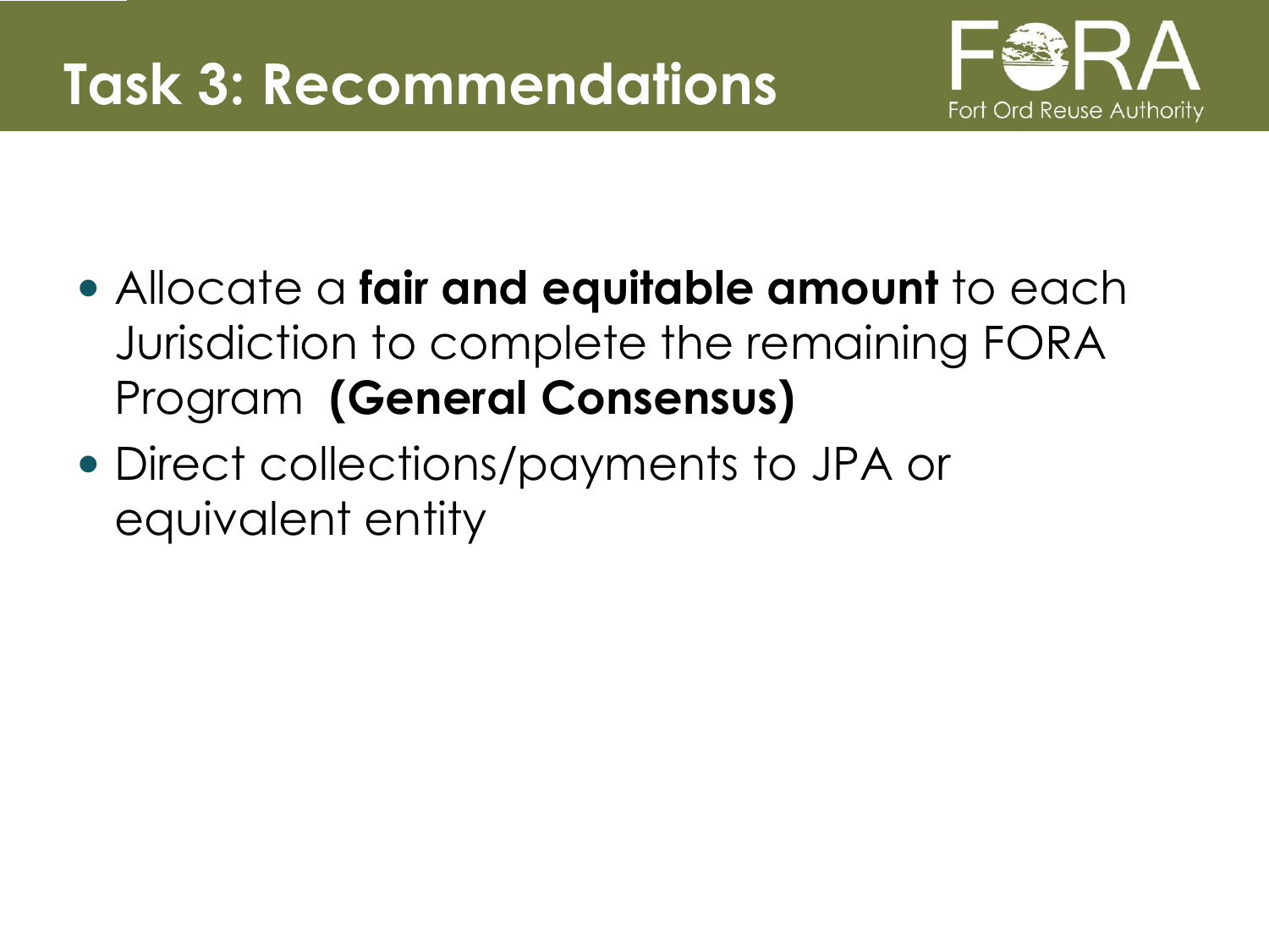# Task 3: Recommendations

- Allocate a **fair and equitable amount** to each Jurisdiction to complete the remaining FORA Program **(General Consensus)**
- Direct collections/payments to JPA or equivalent entity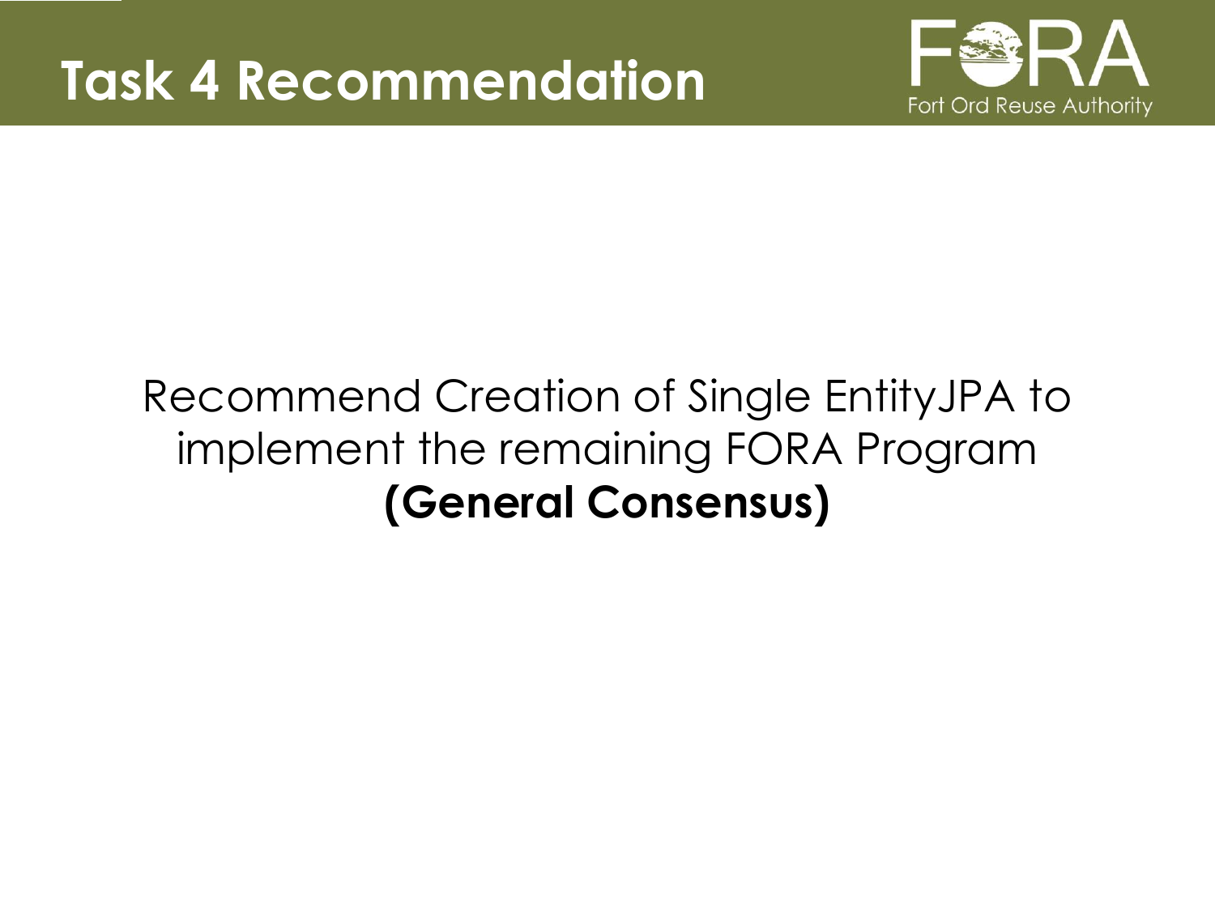# Task 4 Recommendation

Fort Ord Reuse Authority

Recommend Creation of Single EntityJPA to implement the remaining FORA Program **(General Consensus)**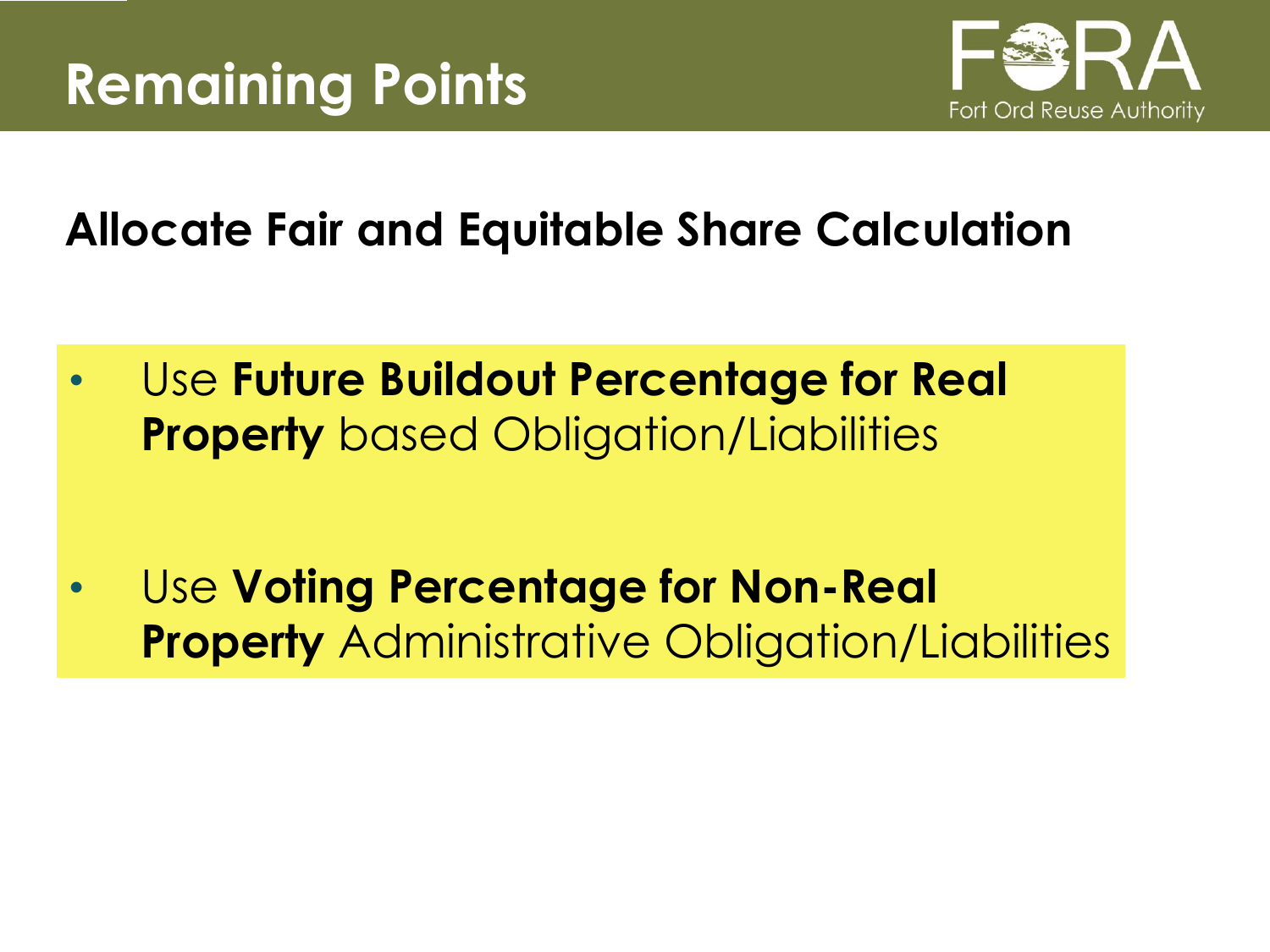# Remaining Points

## Allocate Fair and Equitable Share Calculation

- Use **Future Buildout Percentage for Real Property** based Obligation/Liabilities
- Use **Voting Percentage for Non-Real Property** Administrative Obligation/Liabilities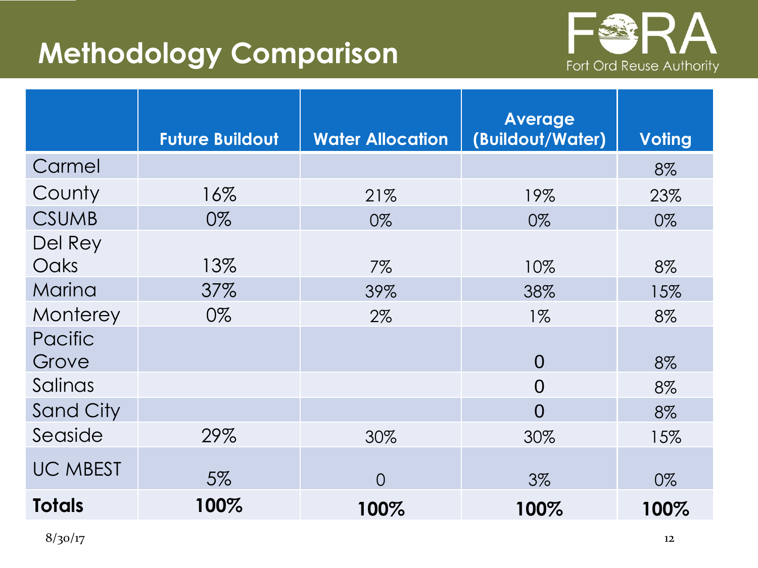# Methodology Comparison

| | Future Buildout | Water Allocation | Average (Buildout/Water) | Voting |
|---|---|---|---|---|
| Carmel | | | | 8% |
| County | 16% | 21% | 19% | 23% |
| CSUMB | 0% | 0% | 0% | 0% |
| Del Rey Oaks | 13% | 7% | 10% | 8% |
| Marina | 37% | 39% | 38% | 15% |
| Monterey | 0% | 2% | 1% | 8% |
| Pacific Grove | | | 0 | 8% |
| Salinas | | | 0 | 8% |
| Sand City | | | 0 | 8% |
| Seaside | 29% | 30% | 30% | 15% |
| UC MBEST | 5% | 0 | 3% | 0% |
| **Totals** | **100%** | **100%** | **100%** | **100%** |

8/30/17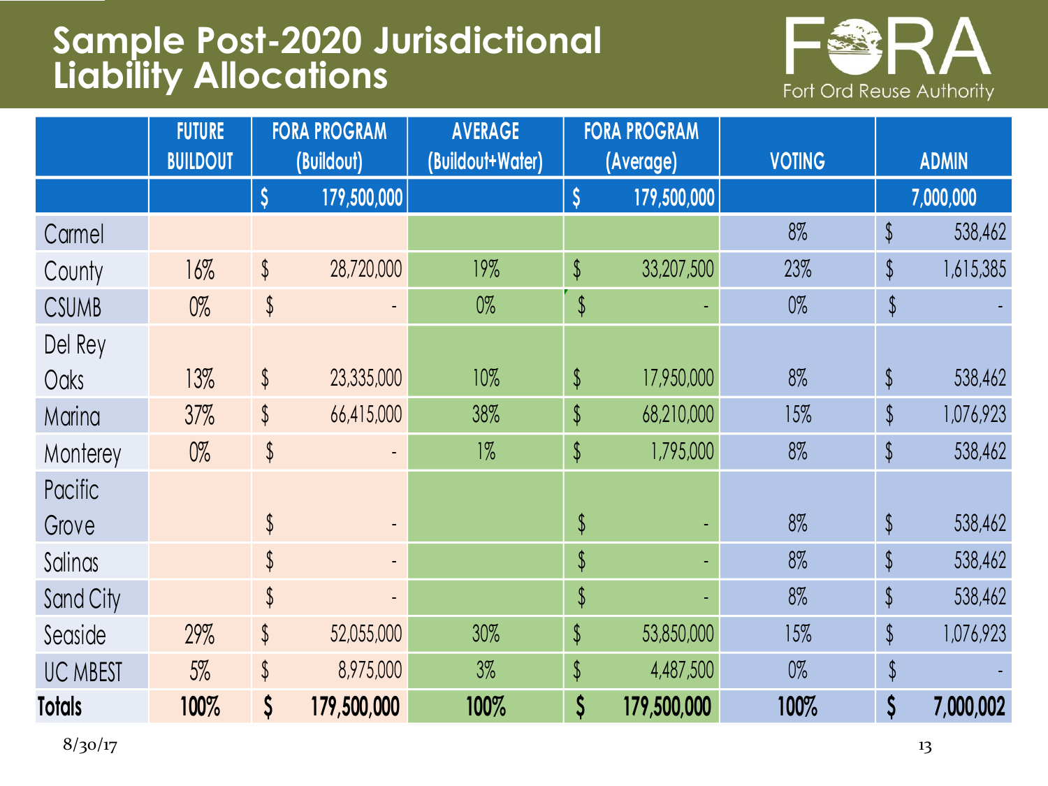# Sample Post-2020 Jurisdictional Liability Allocations

| | FUTURE BUILDOUT | FORA PROGRAM (Buildout) | AVERAGE (Buildout+Water) | FORA PROGRAM (Average) | VOTING | ADMIN |
|---|---|---|---|---|---|---|
| | | $ 179,500,000 | | $ 179,500,000 | | 7,000,000 |
| Carmel | | | | | 8% | $ 538,462 |
| County | 16% | $ 28,720,000 | 19% | $ 33,207,500 | 23% | $ 1,615,385 |
| CSUMB | 0% | $ - | 0% | $ - | 0% | $ - |
| Del Rey Oaks | 13% | $ 23,335,000 | 10% | $ 17,950,000 | 8% | $ 538,462 |
| Marina | 37% | $ 66,415,000 | 38% | $ 68,210,000 | 15% | $ 1,076,923 |
| Monterey | 0% | $ - | 1% | $ 1,795,000 | 8% | $ 538,462 |
| Pacific Grove | | $ - | | $ - | 8% | $ 538,462 |
| Salinas | | $ - | | $ - | 8% | $ 538,462 |
| Sand City | | $ - | | $ - | 8% | $ 538,462 |
| Seaside | 29% | $ 52,055,000 | 30% | $ 53,850,000 | 15% | $ 1,076,923 |
| UC MBEST | 5% | $ 8,975,000 | 3% | $ 4,487,500 | 0% | $ - |
| **Totals** | **100%** | **$ 179,500,000** | **100%** | **$ 179,500,000** | **100%** | **$ 7,000,002** |

8/30/17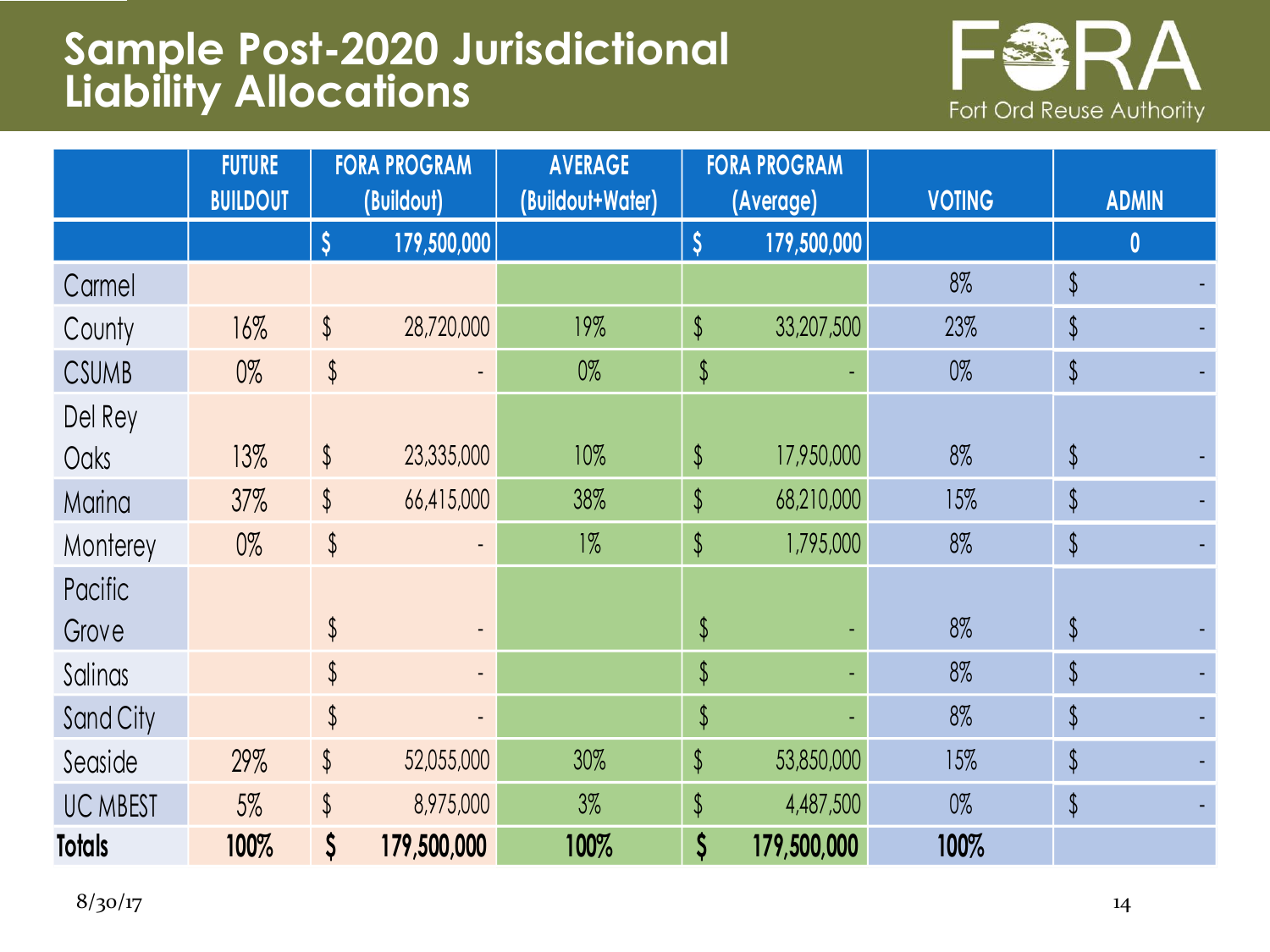# Sample Post-2020 Jurisdictional Liability Allocations

| | FUTURE BUILDOUT | FORA PROGRAM (Buildout) | AVERAGE (Buildout+Water) | FORA PROGRAM (Average) | VOTING | ADMIN |
|---|---|---|---|---|---|---|
| | | $ 179,500,000 | | $ 179,500,000 | | 0 |
| Carmel | | | | | 8% | $ - |
| County | 16% | $ 28,720,000 | 19% | $ 33,207,500 | 23% | $ - |
| CSUMB | 0% | $ - | 0% | $ - | 0% | $ - |
| Del Rey Oaks | 13% | $ 23,335,000 | 10% | $ 17,950,000 | 8% | $ - |
| Marina | 37% | $ 66,415,000 | 38% | $ 68,210,000 | 15% | $ - |
| Monterey | 0% | $ - | 1% | $ 1,795,000 | 8% | $ - |
| Pacific Grove | | $ - | | $ - | 8% | $ - |
| Salinas | | $ - | | $ - | 8% | $ - |
| Sand City | | $ - | | $ - | 8% | $ - |
| Seaside | 29% | $ 52,055,000 | 30% | $ 53,850,000 | 15% | $ - |
| UC MBEST | 5% | $ 8,975,000 | 3% | $ 4,487,500 | 0% | $ - |
| **Totals** | **100%** | **$ 179,500,000** | **100%** | **$ 179,500,000** | **100%** | |

8/30/17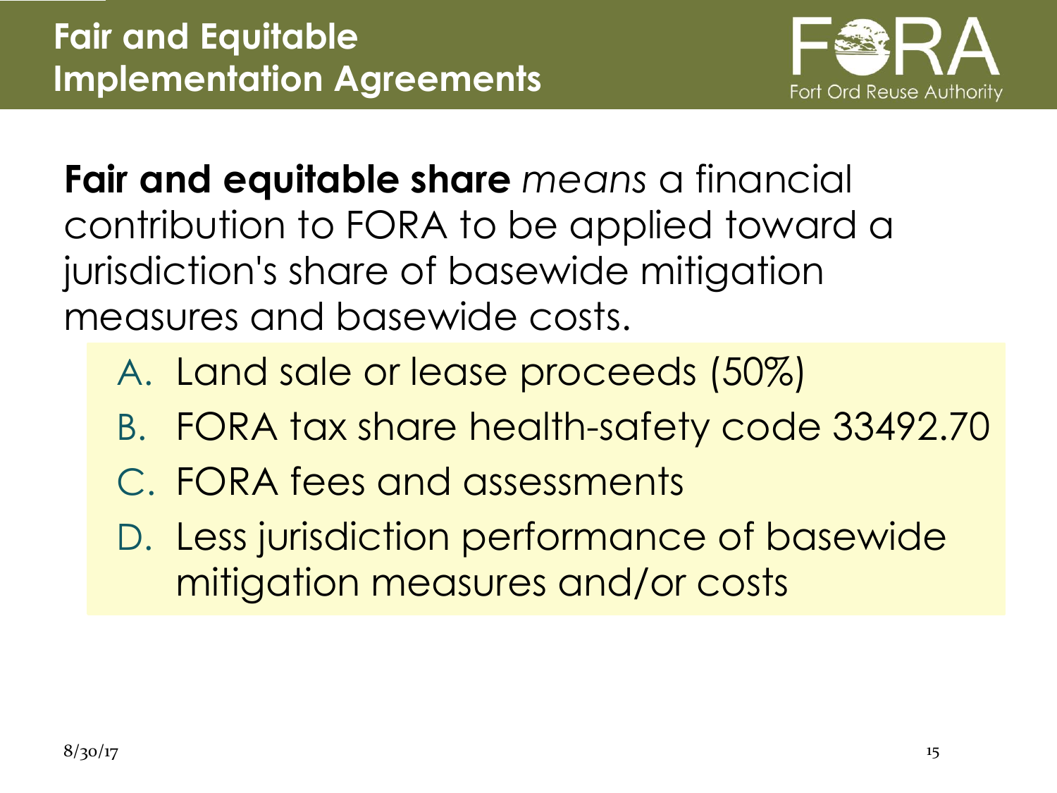# Fair and Equitable Implementation Agreements

**Fair and equitable share** *means* a financial contribution to FORA to be applied toward a jurisdiction's share of basewide mitigation measures and basewide costs.

A. Land sale or lease proceeds (50%)
B. FORA tax share health-safety code 33492.70
C. FORA fees and assessments
D. Less jurisdiction performance of basewide mitigation measures and/or costs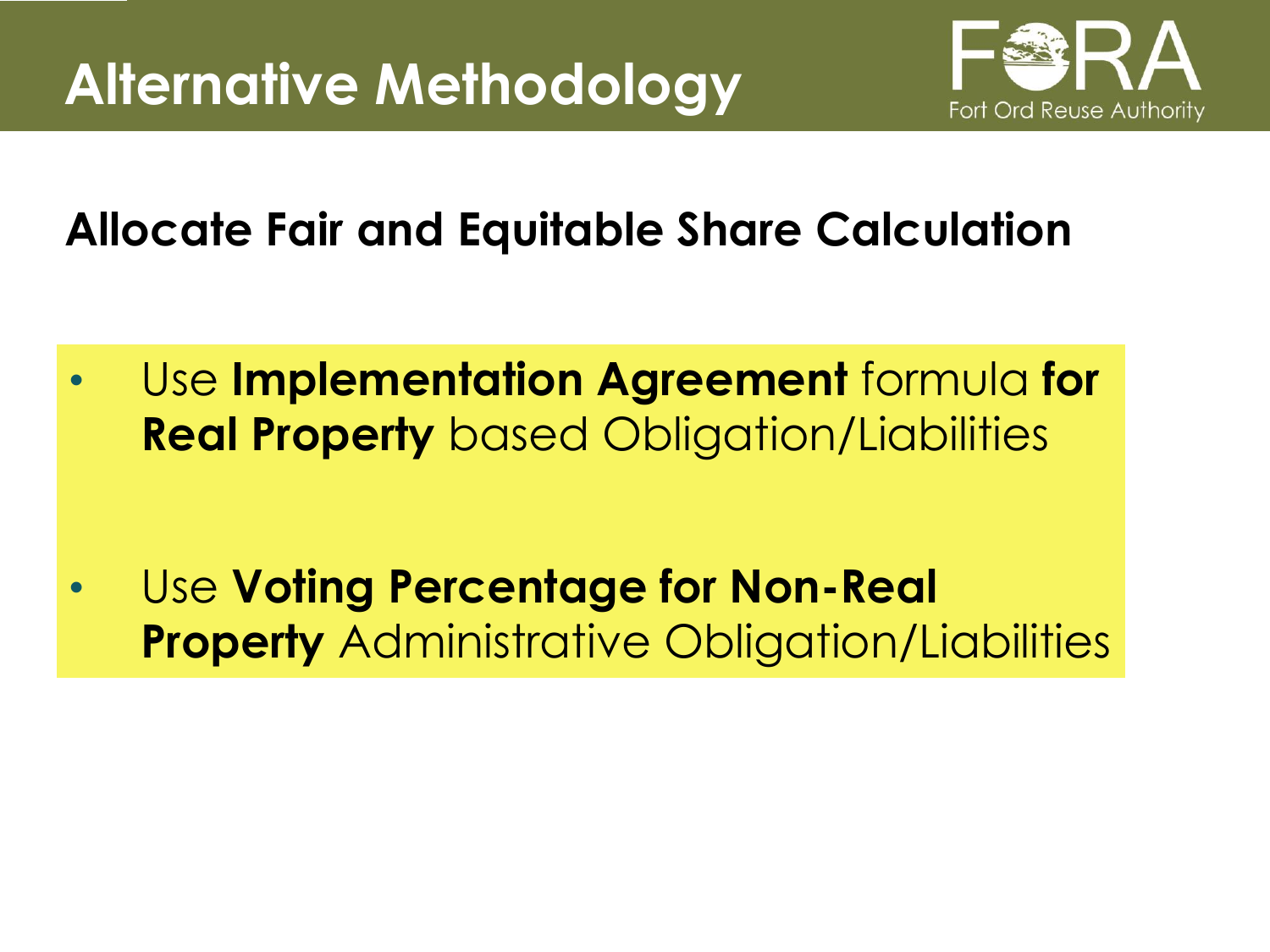# Alternative Methodology

## Allocate Fair and Equitable Share Calculation

- Use **Implementation Agreement** formula **for Real Property** based Obligation/Liabilities
- Use **Voting Percentage for Non-Real Property** Administrative Obligation/Liabilities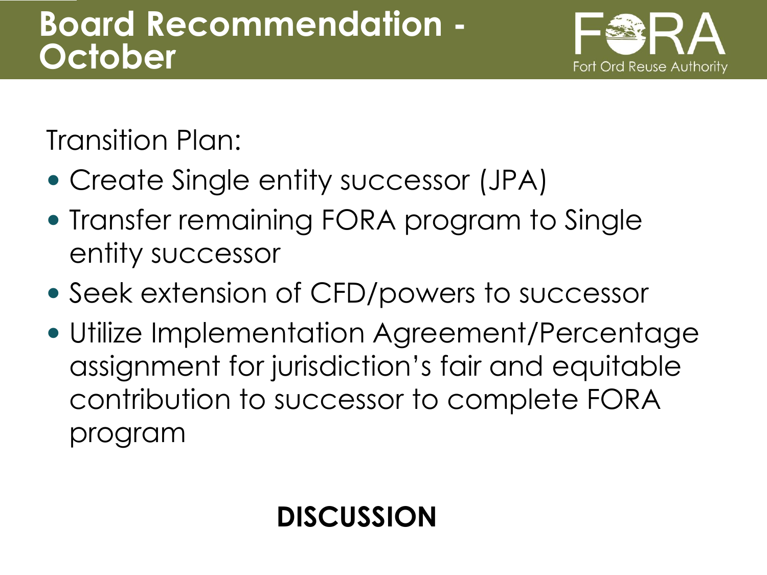# Board Recommendation - October

FORA
Fort Ord Reuse Authority

Transition Plan:

- Create Single entity successor (JPA)
- Transfer remaining FORA program to Single entity successor
- Seek extension of CFD/powers to successor
- Utilize Implementation Agreement/Percentage assignment for jurisdiction's fair and equitable contribution to successor to complete FORA program

**DISCUSSION**